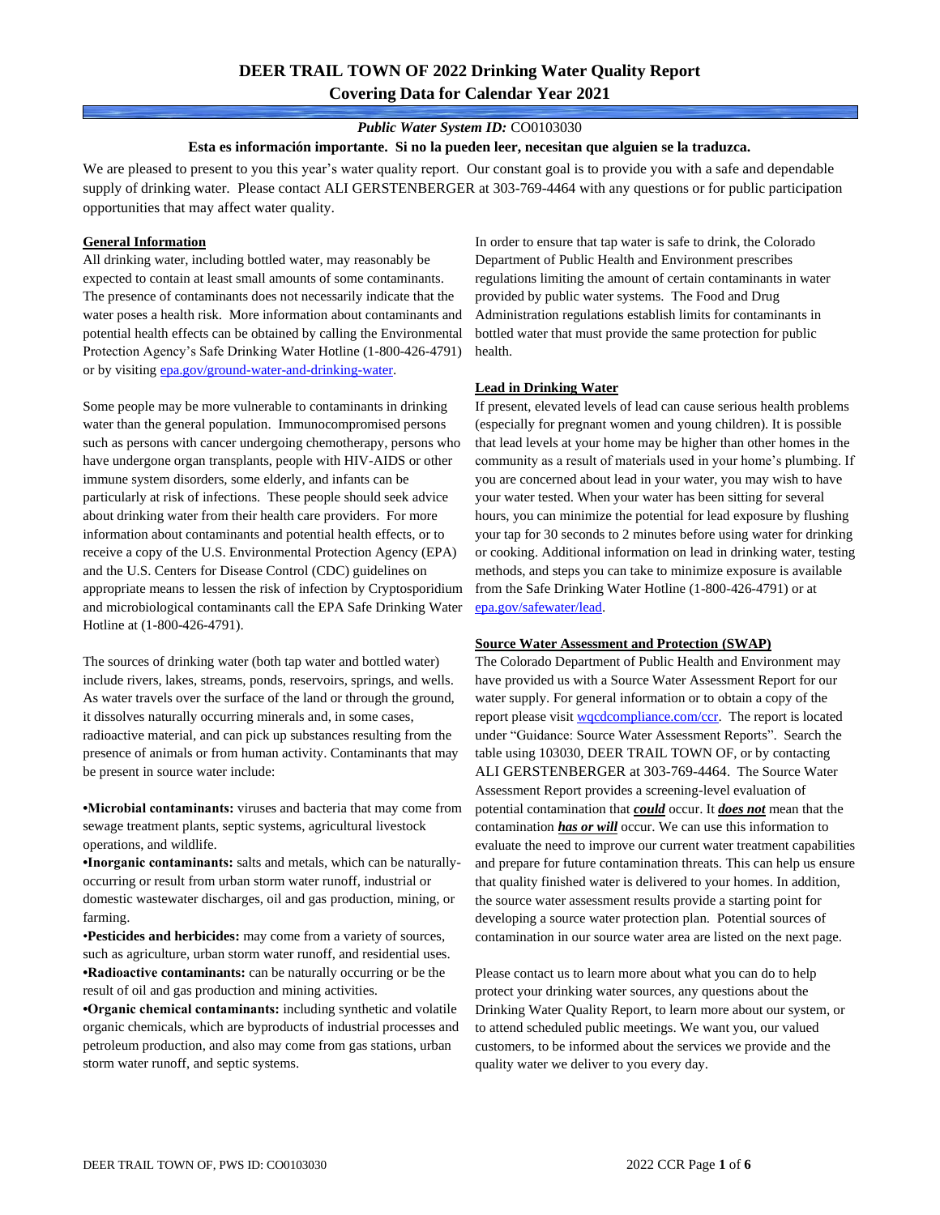# DEER TRAIL TOWN OF 2022 Drinking Water Quality Report
## Covering Data for Calendar Year 2021

***Public Water System ID:*** CO0103030

**Esta es información importante. Si no la pueden leer, necesitan que alguien se la traduzca.**

We are pleased to present to you this year's water quality report. Our constant goal is to provide you with a safe and dependable supply of drinking water. Please contact ALI GERSTENBERGER at 303-769-4464 with any questions or for public participation opportunities that may affect water quality.

### General Information

All drinking water, including bottled water, may reasonably be expected to contain at least small amounts of some contaminants. The presence of contaminants does not necessarily indicate that the water poses a health risk. More information about contaminants and potential health effects can be obtained by calling the Environmental Protection Agency's Safe Drinking Water Hotline (1-800-426-4791) or by visiting epa.gov/ground-water-and-drinking-water.

Some people may be more vulnerable to contaminants in drinking water than the general population. Immunocompromised persons such as persons with cancer undergoing chemotherapy, persons who have undergone organ transplants, people with HIV-AIDS or other immune system disorders, some elderly, and infants can be particularly at risk of infections. These people should seek advice about drinking water from their health care providers. For more information about contaminants and potential health effects, or to receive a copy of the U.S. Environmental Protection Agency (EPA) and the U.S. Centers for Disease Control (CDC) guidelines on appropriate means to lessen the risk of infection by Cryptosporidium and microbiological contaminants call the EPA Safe Drinking Water Hotline at (1-800-426-4791).

The sources of drinking water (both tap water and bottled water) include rivers, lakes, streams, ponds, reservoirs, springs, and wells. As water travels over the surface of the land or through the ground, it dissolves naturally occurring minerals and, in some cases, radioactive material, and can pick up substances resulting from the presence of animals or from human activity. Contaminants that may be present in source water include:

- **Microbial contaminants:** viruses and bacteria that may come from sewage treatment plants, septic systems, agricultural livestock operations, and wildlife.
- **Inorganic contaminants:** salts and metals, which can be naturally-occurring or result from urban storm water runoff, industrial or domestic wastewater discharges, oil and gas production, mining, or farming.
- **Pesticides and herbicides:** may come from a variety of sources, such as agriculture, urban storm water runoff, and residential uses.
- **Radioactive contaminants:** can be naturally occurring or be the result of oil and gas production and mining activities.
- **Organic chemical contaminants:** including synthetic and volatile organic chemicals, which are byproducts of industrial processes and petroleum production, and also may come from gas stations, urban storm water runoff, and septic systems.

In order to ensure that tap water is safe to drink, the Colorado Department of Public Health and Environment prescribes regulations limiting the amount of certain contaminants in water provided by public water systems. The Food and Drug Administration regulations establish limits for contaminants in bottled water that must provide the same protection for public health.

### Lead in Drinking Water

If present, elevated levels of lead can cause serious health problems (especially for pregnant women and young children). It is possible that lead levels at your home may be higher than other homes in the community as a result of materials used in your home's plumbing. If you are concerned about lead in your water, you may wish to have your water tested. When your water has been sitting for several hours, you can minimize the potential for lead exposure by flushing your tap for 30 seconds to 2 minutes before using water for drinking or cooking. Additional information on lead in drinking water, testing methods, and steps you can take to minimize exposure is available from the Safe Drinking Water Hotline (1-800-426-4791) or at epa.gov/safewater/lead.

### Source Water Assessment and Protection (SWAP)

The Colorado Department of Public Health and Environment may have provided us with a Source Water Assessment Report for our water supply. For general information or to obtain a copy of the report please visit wqcdcompliance.com/ccr. The report is located under "Guidance: Source Water Assessment Reports". Search the table using 103030, DEER TRAIL TOWN OF, or by contacting ALI GERSTENBERGER at 303-769-4464. The Source Water Assessment Report provides a screening-level evaluation of potential contamination that ***could*** occur. It ***does not*** mean that the contamination ***has or will*** occur. We can use this information to evaluate the need to improve our current water treatment capabilities and prepare for future contamination threats. This can help us ensure that quality finished water is delivered to your homes. In addition, the source water assessment results provide a starting point for developing a source water protection plan. Potential sources of contamination in our source water area are listed on the next page.

Please contact us to learn more about what you can do to help protect your drinking water sources, any questions about the Drinking Water Quality Report, to learn more about our system, or to attend scheduled public meetings. We want you, our valued customers, to be informed about the services we provide and the quality water we deliver to you every day.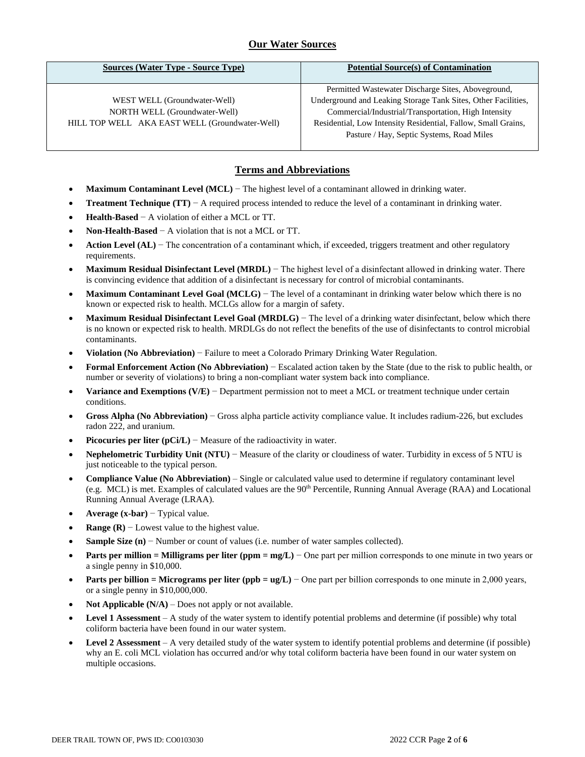## Our Water Sources

| Sources (Water Type - Source Type) | Potential Source(s) of Contamination |
|---|---|
| WEST WELL (Groundwater-Well)<br>NORTH WELL (Groundwater-Well)<br>HILL TOP WELL AKA EAST WELL (Groundwater-Well) | Permitted Wastewater Discharge Sites, Aboveground, Underground and Leaking Storage Tank Sites, Other Facilities, Commercial/Industrial/Transportation, High Intensity Residential, Low Intensity Residential, Fallow, Small Grains, Pasture / Hay, Septic Systems, Road Miles |

## Terms and Abbreviations

- **Maximum Contaminant Level (MCL)** − The highest level of a contaminant allowed in drinking water.
- **Treatment Technique (TT)** − A required process intended to reduce the level of a contaminant in drinking water.
- **Health-Based** − A violation of either a MCL or TT.
- **Non-Health-Based** − A violation that is not a MCL or TT.
- **Action Level (AL)** − The concentration of a contaminant which, if exceeded, triggers treatment and other regulatory requirements.
- **Maximum Residual Disinfectant Level (MRDL)** − The highest level of a disinfectant allowed in drinking water. There is convincing evidence that addition of a disinfectant is necessary for control of microbial contaminants.
- **Maximum Contaminant Level Goal (MCLG)** − The level of a contaminant in drinking water below which there is no known or expected risk to health. MCLGs allow for a margin of safety.
- **Maximum Residual Disinfectant Level Goal (MRDLG)** − The level of a drinking water disinfectant, below which there is no known or expected risk to health. MRDLGs do not reflect the benefits of the use of disinfectants to control microbial contaminants.
- **Violation (No Abbreviation)** − Failure to meet a Colorado Primary Drinking Water Regulation.
- **Formal Enforcement Action (No Abbreviation)** − Escalated action taken by the State (due to the risk to public health, or number or severity of violations) to bring a non-compliant water system back into compliance.
- **Variance and Exemptions (V/E)** − Department permission not to meet a MCL or treatment technique under certain conditions.
- **Gross Alpha (No Abbreviation)** − Gross alpha particle activity compliance value. It includes radium-226, but excludes radon 222, and uranium.
- **Picocuries per liter (pCi/L)** − Measure of the radioactivity in water.
- **Nephelometric Turbidity Unit (NTU)** − Measure of the clarity or cloudiness of water. Turbidity in excess of 5 NTU is just noticeable to the typical person.
- **Compliance Value (No Abbreviation)** – Single or calculated value used to determine if regulatory contaminant level (e.g. MCL) is met. Examples of calculated values are the 90th Percentile, Running Annual Average (RAA) and Locational Running Annual Average (LRAA).
- **Average (x-bar)** − Typical value.
- **Range (R)** − Lowest value to the highest value.
- **Sample Size (n)** − Number or count of values (i.e. number of water samples collected).
- **Parts per million = Milligrams per liter (ppm = mg/L)** − One part per million corresponds to one minute in two years or a single penny in $10,000.
- **Parts per billion = Micrograms per liter (ppb = ug/L)** − One part per billion corresponds to one minute in 2,000 years, or a single penny in $10,000,000.
- **Not Applicable (N/A)** – Does not apply or not available.
- **Level 1 Assessment** – A study of the water system to identify potential problems and determine (if possible) why total coliform bacteria have been found in our water system.
- **Level 2 Assessment** – A very detailed study of the water system to identify potential problems and determine (if possible) why an E. coli MCL violation has occurred and/or why total coliform bacteria have been found in our water system on multiple occasions.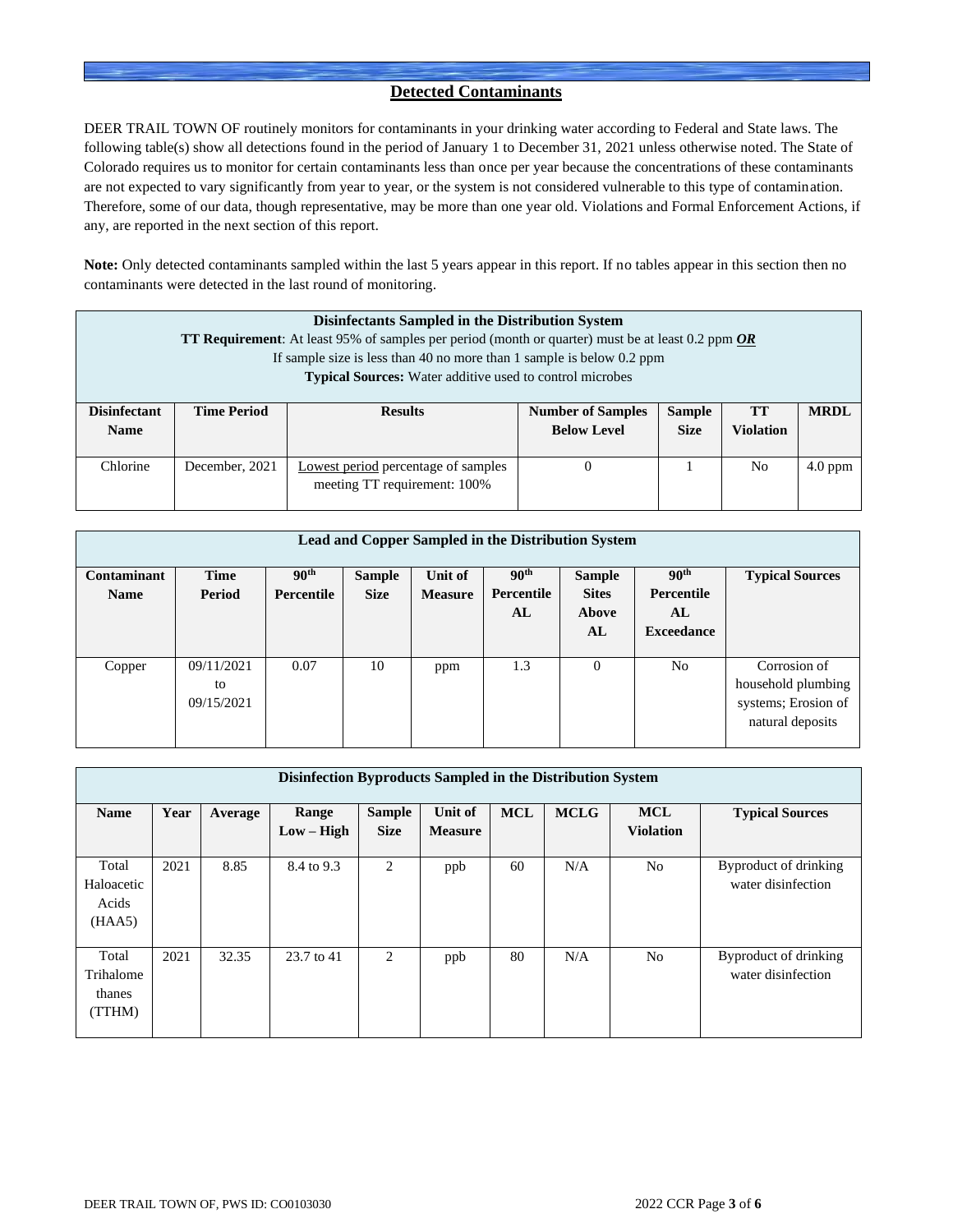## Detected Contaminants

DEER TRAIL TOWN OF routinely monitors for contaminants in your drinking water according to Federal and State laws. The following table(s) show all detections found in the period of January 1 to December 31, 2021 unless otherwise noted. The State of Colorado requires us to monitor for certain contaminants less than once per year because the concentrations of these contaminants are not expected to vary significantly from year to year, or the system is not considered vulnerable to this type of contamination. Therefore, some of our data, though representative, may be more than one year old. Violations and Formal Enforcement Actions, if any, are reported in the next section of this report.

**Note:** Only detected contaminants sampled within the last 5 years appear in this report. If no tables appear in this section then no contaminants were detected in the last round of monitoring.

**Disinfectants Sampled in the Distribution System**
**TT Requirement**: At least 95% of samples per period (month or quarter) must be at least 0.2 ppm ***OR*** If sample size is less than 40 no more than 1 sample is below 0.2 ppm
**Typical Sources:** Water additive used to control microbes

| Disinfectant Name | Time Period | Results | Number of Samples Below Level | Sample Size | TT Violation | MRDL |
|---|---|---|---|---|---|---|
| Chlorine | December, 2021 | Lowest period percentage of samples meeting TT requirement: 100% | 0 | 1 | No | 4.0 ppm |

**Lead and Copper Sampled in the Distribution System**

| Contaminant Name | Time Period | 90th Percentile | Sample Size | Unit of Measure | 90th Percentile AL | Sample Sites Above AL | 90th Percentile AL Exceedance | Typical Sources |
|---|---|---|---|---|---|---|---|---|
| Copper | 09/11/2021 to 09/15/2021 | 0.07 | 10 | ppm | 1.3 | 0 | No | Corrosion of household plumbing systems; Erosion of natural deposits |

**Disinfection Byproducts Sampled in the Distribution System**

| Name | Year | Average | Range Low – High | Sample Size | Unit of Measure | MCL | MCLG | MCL Violation | Typical Sources |
|---|---|---|---|---|---|---|---|---|---|
| Total Haloacetic Acids (HAA5) | 2021 | 8.85 | 8.4 to 9.3 | 2 | ppb | 60 | N/A | No | Byproduct of drinking water disinfection |
| Total Trihalomethanes (TTHM) | 2021 | 32.35 | 23.7 to 41 | 2 | ppb | 80 | N/A | No | Byproduct of drinking water disinfection |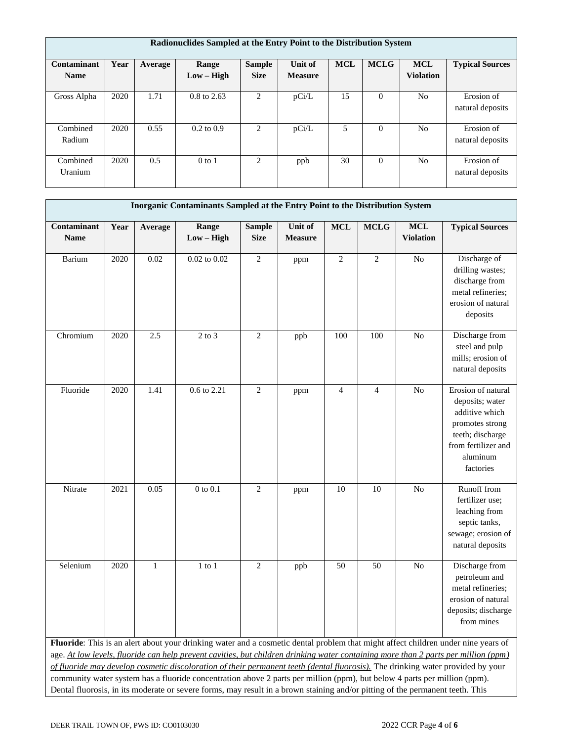| Radionuclides Sampled at the Entry Point to the Distribution System | | | | | | | | | |
|---|---|---|---|---|---|---|---|---|---|
| **Contaminant Name** | **Year** | **Average** | **Range Low – High** | **Sample Size** | **Unit of Measure** | **MCL** | **MCLG** | **MCL Violation** | **Typical Sources** |
| Gross Alpha | 2020 | 1.71 | 0.8 to 2.63 | 2 | pCi/L | 15 | 0 | No | Erosion of natural deposits |
| Combined Radium | 2020 | 0.55 | 0.2 to 0.9 | 2 | pCi/L | 5 | 0 | No | Erosion of natural deposits |
| Combined Uranium | 2020 | 0.5 | 0 to 1 | 2 | ppb | 30 | 0 | No | Erosion of natural deposits |

| Inorganic Contaminants Sampled at the Entry Point to the Distribution System | | | | | | | | | |
|---|---|---|---|---|---|---|---|---|---|
| **Contaminant Name** | **Year** | **Average** | **Range Low – High** | **Sample Size** | **Unit of Measure** | **MCL** | **MCLG** | **MCL Violation** | **Typical Sources** |
| Barium | 2020 | 0.02 | 0.02 to 0.02 | 2 | ppm | 2 | 2 | No | Discharge of drilling wastes; discharge from metal refineries; erosion of natural deposits |
| Chromium | 2020 | 2.5 | 2 to 3 | 2 | ppb | 100 | 100 | No | Discharge from steel and pulp mills; erosion of natural deposits |
| Fluoride | 2020 | 1.41 | 0.6 to 2.21 | 2 | ppm | 4 | 4 | No | Erosion of natural deposits; water additive which promotes strong teeth; discharge from fertilizer and aluminum factories |
| Nitrate | 2021 | 0.05 | 0 to 0.1 | 2 | ppm | 10 | 10 | No | Runoff from fertilizer use; leaching from septic tanks, sewage; erosion of natural deposits |
| Selenium | 2020 | 1 | 1 to 1 | 2 | ppb | 50 | 50 | No | Discharge from petroleum and metal refineries; erosion of natural deposits; discharge from mines |

**Fluoride**: This is an alert about your drinking water and a cosmetic dental problem that might affect children under nine years of age. *At low levels, fluoride can help prevent cavities, but children drinking water containing more than 2 parts per million (ppm) of fluoride may develop cosmetic discoloration of their permanent teeth (dental fluorosis).* The drinking water provided by your community water system has a fluoride concentration above 2 parts per million (ppm), but below 4 parts per million (ppm). Dental fluorosis, in its moderate or severe forms, may result in a brown staining and/or pitting of the permanent teeth. This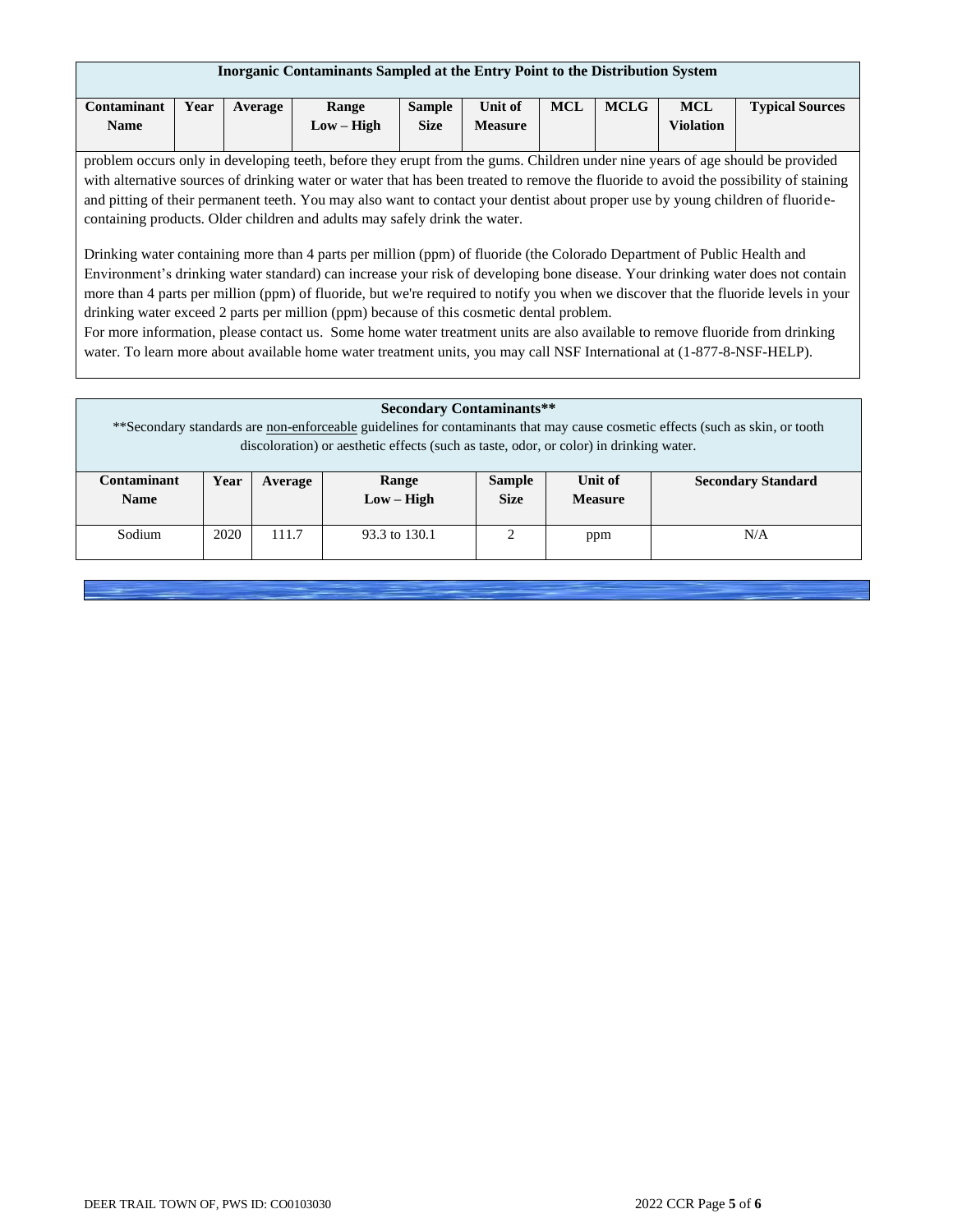| Inorganic Contaminants Sampled at the Entry Point to the Distribution System | | | | | | | | | |
|---|---|---|---|---|---|---|---|---|---|
| **Contaminant Name** | **Year** | **Average** | **Range Low – High** | **Sample Size** | **Unit of Measure** | **MCL** | **MCLG** | **MCL Violation** | **Typical Sources** |

problem occurs only in developing teeth, before they erupt from the gums. Children under nine years of age should be provided with alternative sources of drinking water or water that has been treated to remove the fluoride to avoid the possibility of staining and pitting of their permanent teeth. You may also want to contact your dentist about proper use by young children of fluoride-containing products. Older children and adults may safely drink the water.

Drinking water containing more than 4 parts per million (ppm) of fluoride (the Colorado Department of Public Health and Environment's drinking water standard) can increase your risk of developing bone disease. Your drinking water does not contain more than 4 parts per million (ppm) of fluoride, but we're required to notify you when we discover that the fluoride levels in your drinking water exceed 2 parts per million (ppm) because of this cosmetic dental problem.
For more information, please contact us. Some home water treatment units are also available to remove fluoride from drinking water. To learn more about available home water treatment units, you may call NSF International at (1-877-8-NSF-HELP).

**Secondary Contaminants****

**Secondary standards are non-enforceable guidelines for contaminants that may cause cosmetic effects (such as skin, or tooth discoloration) or aesthetic effects (such as taste, odor, or color) in drinking water.

| Contaminant Name | Year | Average | Range Low – High | Sample Size | Unit of Measure | Secondary Standard |
|---|---|---|---|---|---|---|
| Sodium | 2020 | 111.7 | 93.3 to 130.1 | 2 | ppm | N/A |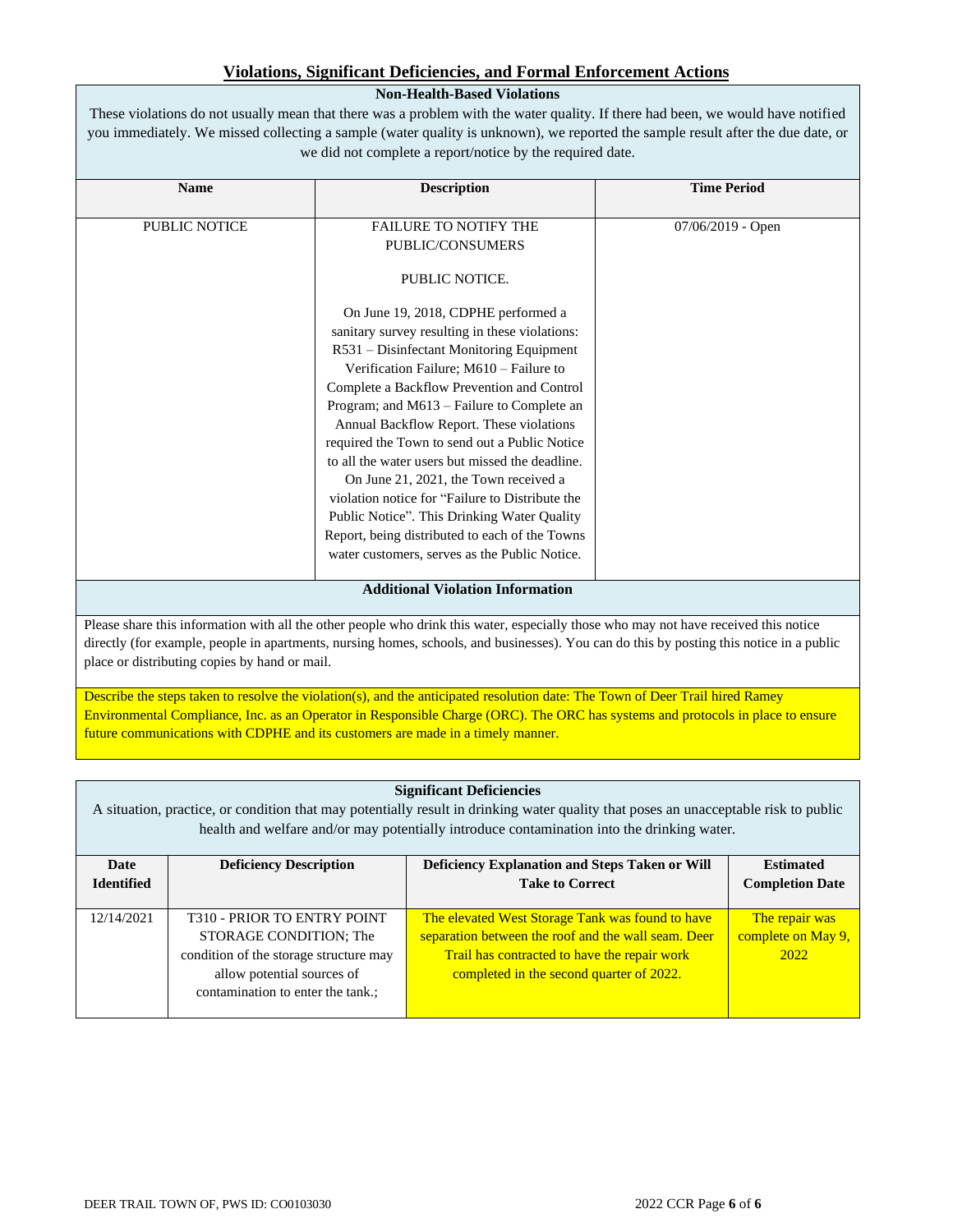## Violations, Significant Deficiencies, and Formal Enforcement Actions

### Non-Health-Based Violations

These violations do not usually mean that there was a problem with the water quality. If there had been, we would have notified you immediately. We missed collecting a sample (water quality is unknown), we reported the sample result after the due date, or we did not complete a report/notice by the required date.

| Name | Description | Time Period |
|---|---|---|
| PUBLIC NOTICE | FAILURE TO NOTIFY THE PUBLIC/CONSUMERS<br><br>PUBLIC NOTICE.<br><br>On June 19, 2018, CDPHE performed a sanitary survey resulting in these violations: R531 – Disinfectant Monitoring Equipment Verification Failure; M610 – Failure to Complete a Backflow Prevention and Control Program; and M613 – Failure to Complete an Annual Backflow Report. These violations required the Town to send out a Public Notice to all the water users but missed the deadline. On June 21, 2021, the Town received a violation notice for "Failure to Distribute the Public Notice". This Drinking Water Quality Report, being distributed to each of the Towns water customers, serves as the Public Notice. | 07/06/2019 - Open |

### Additional Violation Information

Please share this information with all the other people who drink this water, especially those who may not have received this notice directly (for example, people in apartments, nursing homes, schools, and businesses). You can do this by posting this notice in a public place or distributing copies by hand or mail.

Describe the steps taken to resolve the violation(s), and the anticipated resolution date: The Town of Deer Trail hired Ramey Environmental Compliance, Inc. as an Operator in Responsible Charge (ORC). The ORC has systems and protocols in place to ensure future communications with CDPHE and its customers are made in a timely manner.

### Significant Deficiencies

A situation, practice, or condition that may potentially result in drinking water quality that poses an unacceptable risk to public health and welfare and/or may potentially introduce contamination into the drinking water.

| Date Identified | Deficiency Description | Deficiency Explanation and Steps Taken or Will Take to Correct | Estimated Completion Date |
|---|---|---|---|
| 12/14/2021 | T310 - PRIOR TO ENTRY POINT STORAGE CONDITION; The condition of the storage structure may allow potential sources of contamination to enter the tank.; | The elevated West Storage Tank was found to have separation between the roof and the wall seam. Deer Trail has contracted to have the repair work completed in the second quarter of 2022. | The repair was complete on May 9, 2022 |